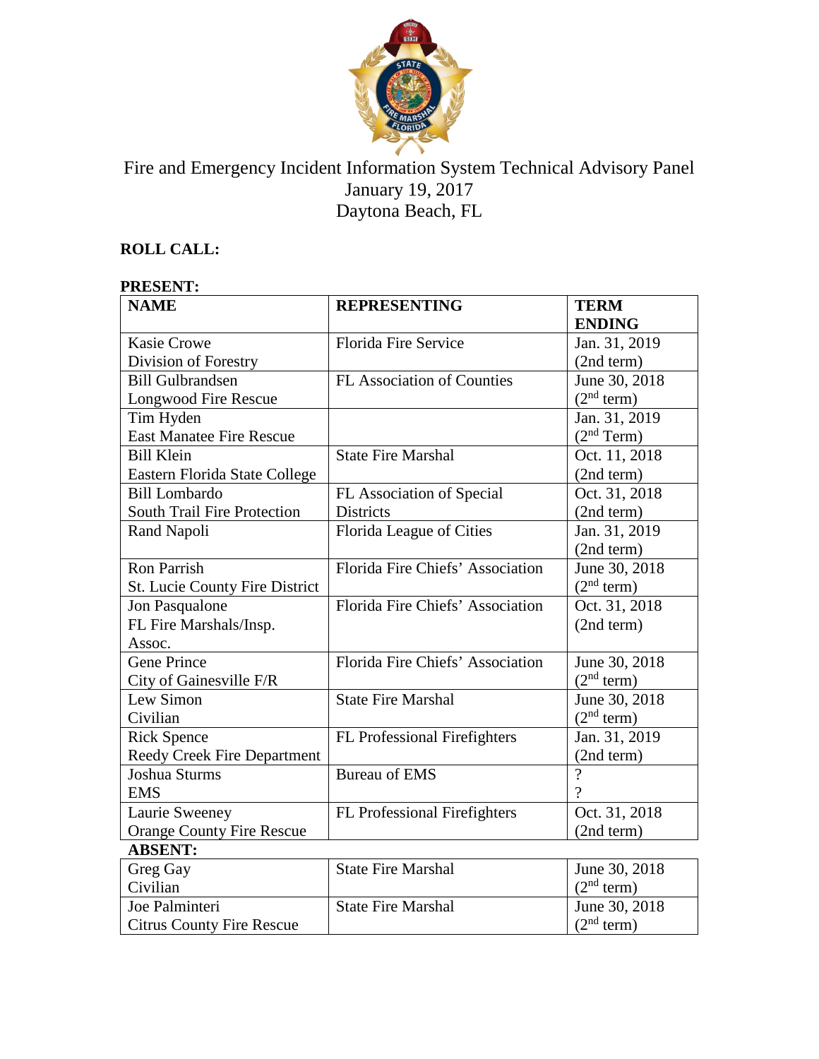# Fire and Emergency Incident Information System Technical Advisory Panel

January 19, 2017

Daytona Beach, FL

## ROLL CALL:

**PRESENT:**

| NAME | REPRESENTING | TERM ENDING |
|---|---|---|
| Kasie Crowe<br>Division of Forestry | Florida Fire Service | Jan. 31, 2019<br>(2nd term) |
| Bill Gulbrandsen<br>Longwood Fire Rescue | FL Association of Counties | June 30, 2018<br>(2nd term) |
| Tim Hyden<br>East Manatee Fire Rescue | | Jan. 31, 2019<br>(2nd Term) |
| Bill Klein<br>Eastern Florida State College | State Fire Marshal | Oct. 11, 2018<br>(2nd term) |
| Bill Lombardo<br>South Trail Fire Protection | FL Association of Special Districts | Oct. 31, 2018<br>(2nd term) |
| Rand Napoli | Florida League of Cities | Jan. 31, 2019<br>(2nd term) |
| Ron Parrish<br>St. Lucie County Fire District | Florida Fire Chiefs' Association | June 30, 2018<br>(2nd term) |
| Jon Pasqualone<br>FL Fire Marshals/Insp. Assoc. | Florida Fire Chiefs' Association | Oct. 31, 2018<br>(2nd term) |
| Gene Prince<br>City of Gainesville F/R | Florida Fire Chiefs' Association | June 30, 2018<br>(2nd term) |
| Lew Simon<br>Civilian | State Fire Marshal | June 30, 2018<br>(2nd term) |
| Rick Spence<br>Reedy Creek Fire Department | FL Professional Firefighters | Jan. 31, 2019<br>(2nd term) |
| Joshua Sturms<br>EMS | Bureau of EMS | ?<br>? |
| Laurie Sweeney<br>Orange County Fire Rescue | FL Professional Firefighters | Oct. 31, 2018<br>(2nd term) |

**ABSENT:**

| NAME | REPRESENTING | TERM ENDING |
|---|---|---|
| Greg Gay<br>Civilian | State Fire Marshal | June 30, 2018<br>(2nd term) |
| Joe Palminteri<br>Citrus County Fire Rescue | State Fire Marshal | June 30, 2018<br>(2nd term) |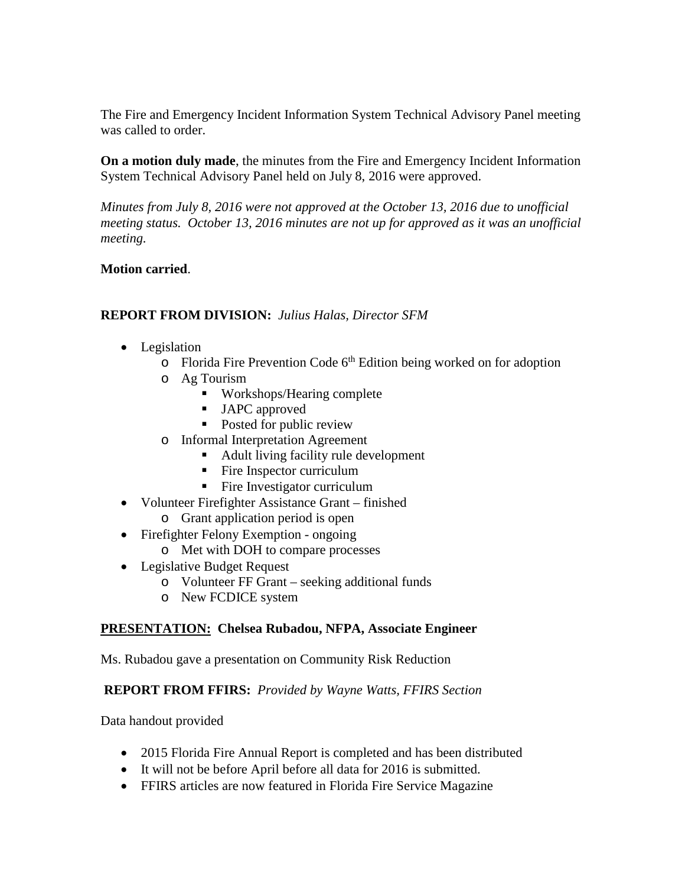The Fire and Emergency Incident Information System Technical Advisory Panel meeting was called to order.

**On a motion duly made**, the minutes from the Fire and Emergency Incident Information System Technical Advisory Panel held on July 8, 2016 were approved.

*Minutes from July 8, 2016 were not approved at the October 13, 2016 due to unofficial meeting status. October 13, 2016 minutes are not up for approved as it was an unofficial meeting.*

**Motion carried**.

**REPORT FROM DIVISION:** *Julius Halas, Director SFM*

- Legislation
  - Florida Fire Prevention Code 6th Edition being worked on for adoption
  - Ag Tourism
    - Workshops/Hearing complete
    - JAPC approved
    - Posted for public review
  - Informal Interpretation Agreement
    - Adult living facility rule development
    - Fire Inspector curriculum
    - Fire Investigator curriculum
- Volunteer Firefighter Assistance Grant – finished
  - Grant application period is open
- Firefighter Felony Exemption - ongoing
  - Met with DOH to compare processes
- Legislative Budget Request
  - Volunteer FF Grant – seeking additional funds
  - New FCDICE system

**<u>PRESENTATION:</u> Chelsea Rubadou, NFPA, Associate Engineer**

Ms. Rubadou gave a presentation on Community Risk Reduction

**REPORT FROM FFIRS:** *Provided by Wayne Watts, FFIRS Section*

Data handout provided

- 2015 Florida Fire Annual Report is completed and has been distributed
- It will not be before April before all data for 2016 is submitted.
- FFIRS articles are now featured in Florida Fire Service Magazine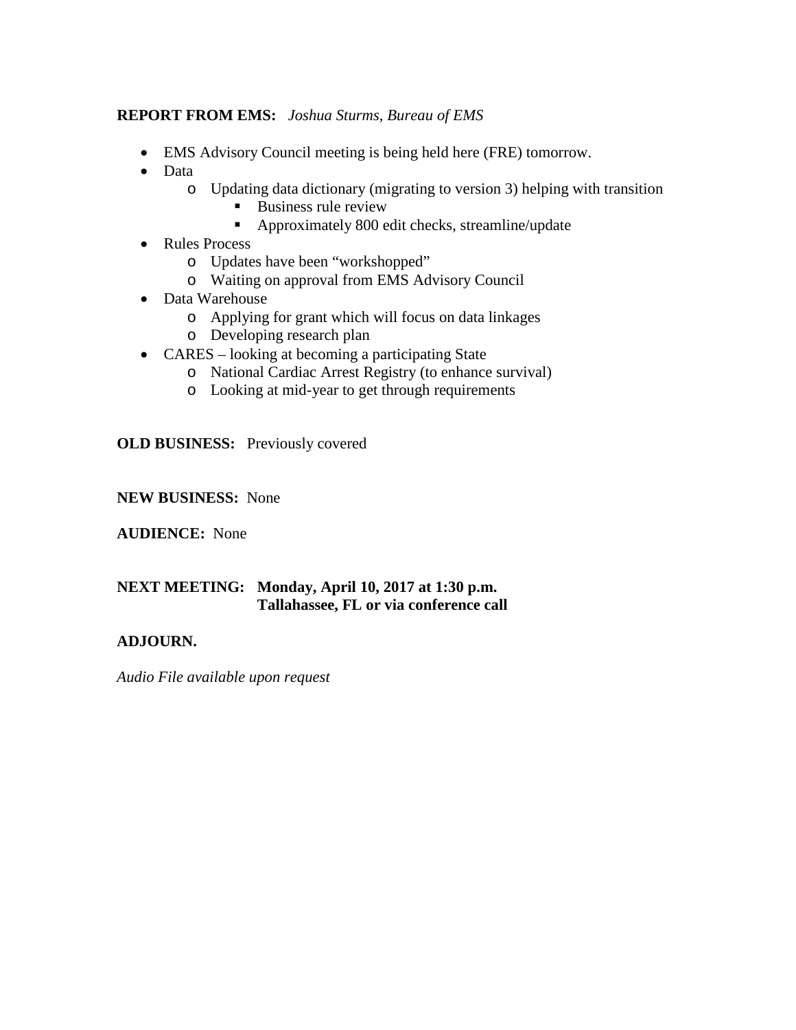**REPORT FROM EMS:** *Joshua Sturms, Bureau of EMS*

- EMS Advisory Council meeting is being held here (FRE) tomorrow.
- Data
  - Updating data dictionary (migrating to version 3) helping with transition
    - Business rule review
    - Approximately 800 edit checks, streamline/update
- Rules Process
  - Updates have been "workshopped"
  - Waiting on approval from EMS Advisory Council
- Data Warehouse
  - Applying for grant which will focus on data linkages
  - Developing research plan
- CARES – looking at becoming a participating State
  - National Cardiac Arrest Registry (to enhance survival)
  - Looking at mid-year to get through requirements

**OLD BUSINESS:** Previously covered

**NEW BUSINESS:** None

**AUDIENCE:** None

**NEXT MEETING:** **Monday, April 10, 2017 at 1:30 p.m.**
**Tallahassee, FL or via conference call**

**ADJOURN.**

*Audio File available upon request*